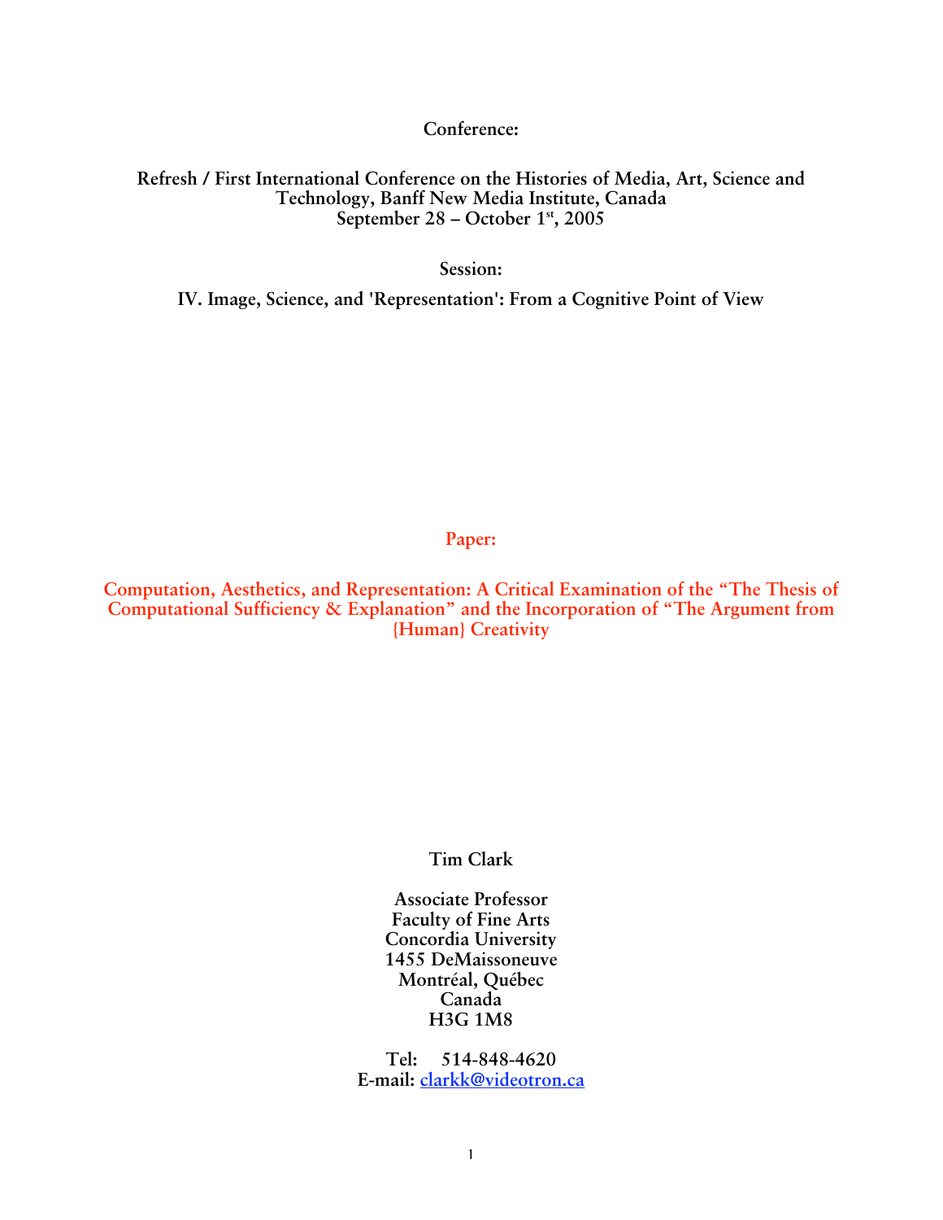**Conference:**

**Refresh / First International Conference on the Histories of Media, Art, Science and Technology, Banff New Media Institute, Canada**
**September 28 – October 1st, 2005**

**Session:**

**IV. Image, Science, and 'Representation': From a Cognitive Point of View**

**Paper:**

# Computation, Aesthetics, and Representation: A Critical Examination of the "The Thesis of Computational Sufficiency & Explanation" and the Incorporation of "The Argument from {Human} Creativity

**Tim Clark**

**Associate Professor**
**Faculty of Fine Arts**
**Concordia University**
**1455 DeMaissoneuve**
**Montréal, Québec**
**Canada**
**H3G 1M8**

**Tel: 514-848-4620**
**E-mail: clarkk@videotron.ca**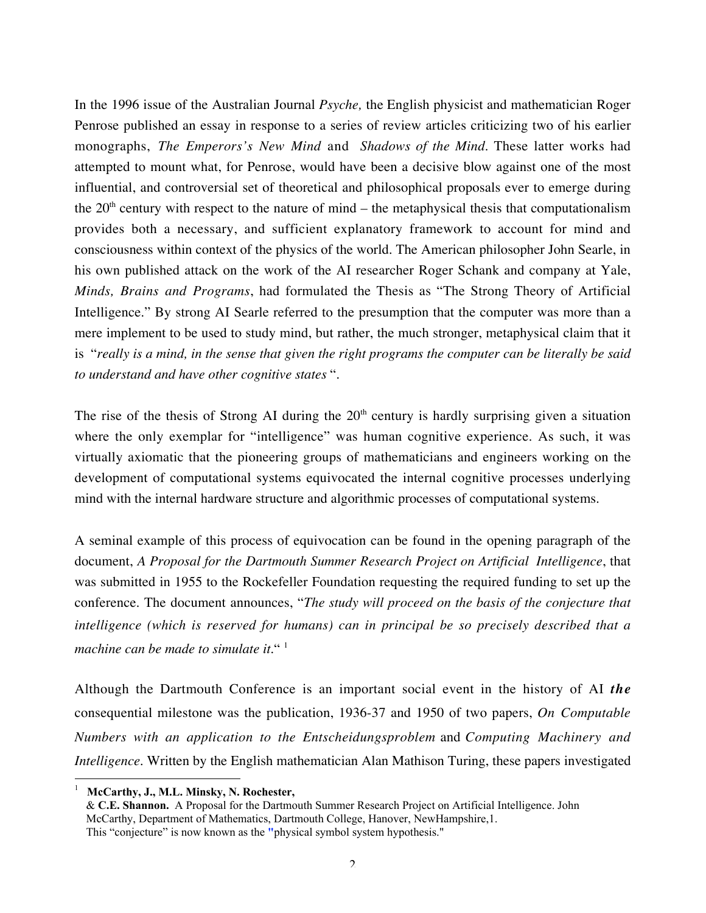In the 1996 issue of the Australian Journal *Psyche,* the English physicist and mathematician Roger Penrose published an essay in response to a series of review articles criticizing two of his earlier monographs, *The Emperors's New Mind* and *Shadows of the Mind*. These latter works had attempted to mount what, for Penrose, would have been a decisive blow against one of the most influential, and controversial set of theoretical and philosophical proposals ever to emerge during the 20th century with respect to the nature of mind – the metaphysical thesis that computationalism provides both a necessary, and sufficient explanatory framework to account for mind and consciousness within context of the physics of the world. The American philosopher John Searle, in his own published attack on the work of the AI researcher Roger Schank and company at Yale, *Minds, Brains and Programs*, had formulated the Thesis as "The Strong Theory of Artificial Intelligence." By strong AI Searle referred to the presumption that the computer was more than a mere implement to be used to study mind, but rather, the much stronger, metaphysical claim that it is "*really is a mind, in the sense that given the right programs the computer can be literally be said to understand and have other cognitive states* ".

The rise of the thesis of Strong AI during the 20th century is hardly surprising given a situation where the only exemplar for "intelligence" was human cognitive experience. As such, it was virtually axiomatic that the pioneering groups of mathematicians and engineers working on the development of computational systems equivocated the internal cognitive processes underlying mind with the internal hardware structure and algorithmic processes of computational systems.

A seminal example of this process of equivocation can be found in the opening paragraph of the document, *A Proposal for the Dartmouth Summer Research Project on Artificial Intelligence*, that was submitted in 1955 to the Rockefeller Foundation requesting the required funding to set up the conference. The document announces, "*The study will proceed on the basis of the conjecture that intelligence (which is reserved for humans) can in principal be so precisely described that a machine can be made to simulate it*." [1]

Although the Dartmouth Conference is an important social event in the history of AI ***the*** consequential milestone was the publication, 1936-37 and 1950 of two papers, *On Computable Numbers with an application to the Entscheidungsproblem* and *Computing Machinery and Intelligence*. Written by the English mathematician Alan Mathison Turing, these papers investigated

---

[1] **McCarthy, J., M.L. Minsky, N. Rochester,** & **C.E. Shannon.** A Proposal for the Dartmouth Summer Research Project on Artificial Intelligence. John McCarthy, Department of Mathematics, Dartmouth College, Hanover, NewHampshire,1. This "conjecture" is now known as the "physical symbol system hypothesis."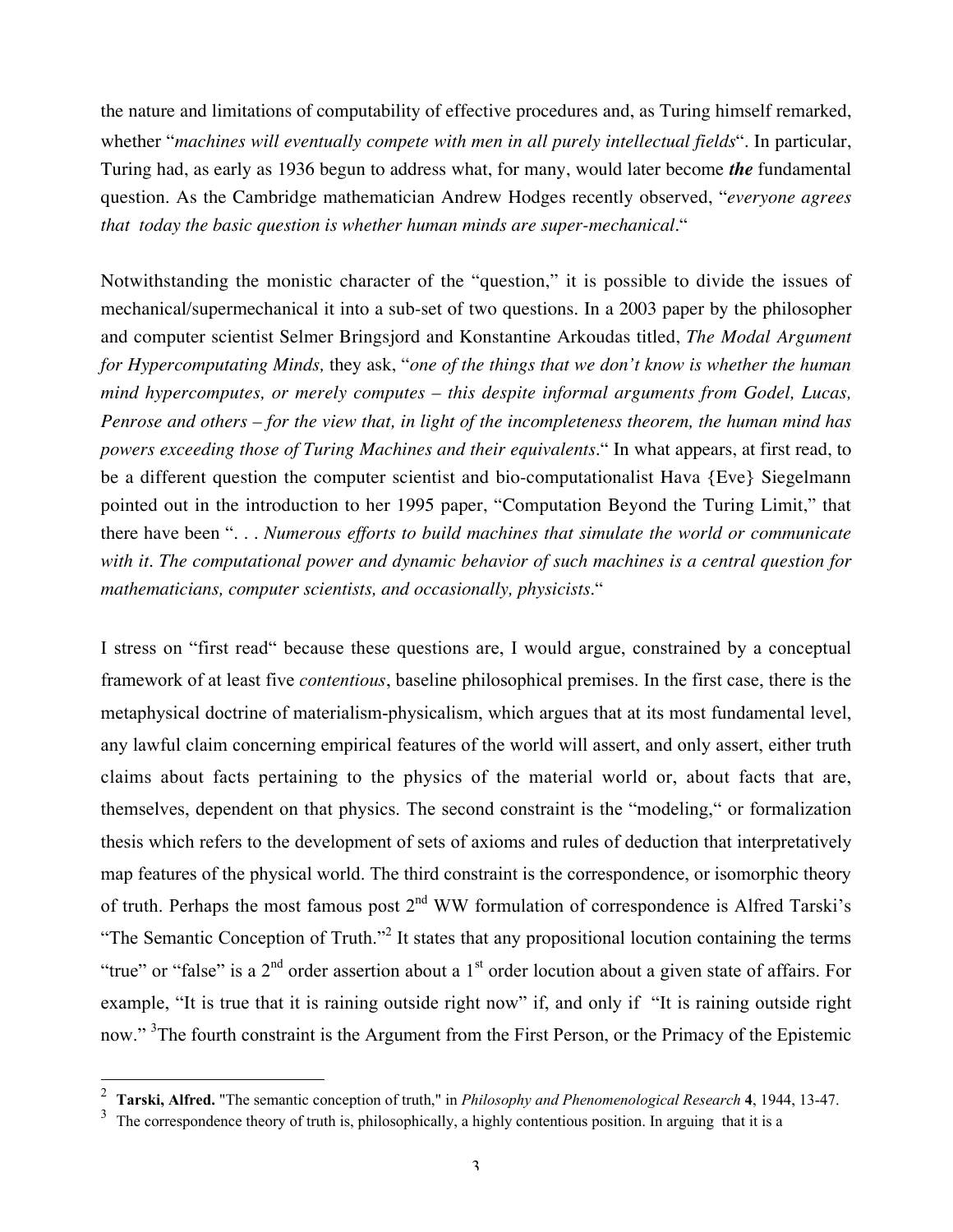the nature and limitations of computability of effective procedures and, as Turing himself remarked, whether "*machines will eventually compete with men in all purely intellectual fields*". In particular, Turing had, as early as 1936 begun to address what, for many, would later become ***the*** fundamental question. As the Cambridge mathematician Andrew Hodges recently observed, "*everyone agrees that today the basic question is whether human minds are super-mechanical*."

Notwithstanding the monistic character of the "question," it is possible to divide the issues of mechanical/supermechanical it into a sub-set of two questions. In a 2003 paper by the philosopher and computer scientist Selmer Bringsjord and Konstantine Arkoudas titled, *The Modal Argument for Hypercomputating Minds,* they ask, "*one of the things that we don't know is whether the human mind hypercomputes, or merely computes – this despite informal arguments from Godel, Lucas, Penrose and others – for the view that, in light of the incompleteness theorem, the human mind has powers exceeding those of Turing Machines and their equivalents*." In what appears, at first read, to be a different question the computer scientist and bio-computationalist Hava {Eve} Siegelmann pointed out in the introduction to her 1995 paper, "Computation Beyond the Turing Limit," that there have been ". . . *Numerous efforts to build machines that simulate the world or communicate with it. The computational power and dynamic behavior of such machines is a central question for mathematicians, computer scientists, and occasionally, physicists.*"

I stress on "first read" because these questions are, I would argue, constrained by a conceptual framework of at least five *contentious*, baseline philosophical premises. In the first case, there is the metaphysical doctrine of materialism-physicalism, which argues that at its most fundamental level, any lawful claim concerning empirical features of the world will assert, and only assert, either truth claims about facts pertaining to the physics of the material world or, about facts that are, themselves, dependent on that physics. The second constraint is the "modeling," or formalization thesis which refers to the development of sets of axioms and rules of deduction that interpretatively map features of the physical world. The third constraint is the correspondence, or isomorphic theory of truth. Perhaps the most famous post 2nd WW formulation of correspondence is Alfred Tarski's "The Semantic Conception of Truth."[2] It states that any propositional locution containing the terms "true" or "false" is a 2nd order assertion about a 1st order locution about a given state of affairs. For example, "It is true that it is raining outside right now" if, and only if "It is raining outside right now." [3]The fourth constraint is the Argument from the First Person, or the Primacy of the Epistemic

---

[2] **Tarski, Alfred.** "The semantic conception of truth," in *Philosophy and Phenomenological Research* **4**, 1944, 13-47.

[3] The correspondence theory of truth is, philosophically, a highly contentious position. In arguing that it is a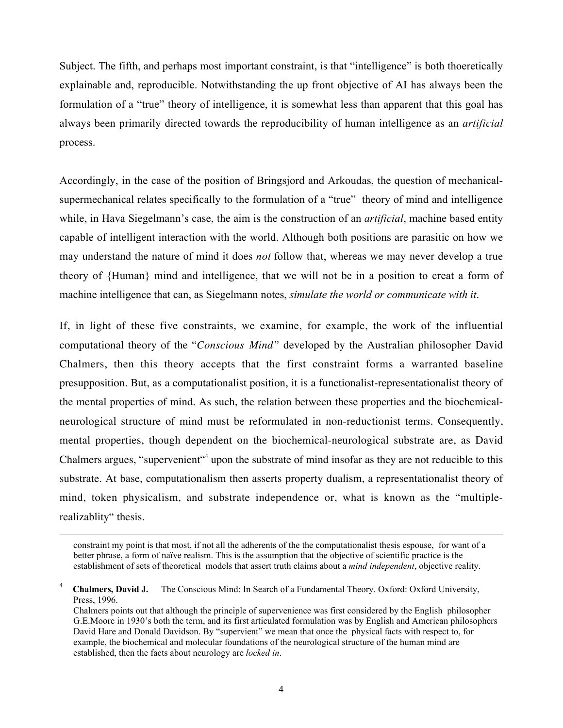Subject. The fifth, and perhaps most important constraint, is that "intelligence" is both thoeretically explainable and, reproducible. Notwithstanding the up front objective of AI has always been the formulation of a "true" theory of intelligence, it is somewhat less than apparent that this goal has always been primarily directed towards the reproducibility of human intelligence as an *artificial* process.

Accordingly, in the case of the position of Bringsjord and Arkoudas, the question of mechanical-supermechanical relates specifically to the formulation of a "true" theory of mind and intelligence while, in Hava Siegelmann's case, the aim is the construction of an *artificial*, machine based entity capable of intelligent interaction with the world. Although both positions are parasitic on how we may understand the nature of mind it does *not* follow that, whereas we may never develop a true theory of {Human} mind and intelligence, that we will not be in a position to creat a form of machine intelligence that can, as Siegelmann notes, *simulate the world or communicate with it*.

If, in light of these five constraints, we examine, for example, the work of the influential computational theory of the "*Conscious Mind"* developed by the Australian philosopher David Chalmers, then this theory accepts that the first constraint forms a warranted baseline presupposition. But, as a computationalist position, it is a functionalist-representationalist theory of the mental properties of mind. As such, the relation between these properties and the biochemical-neurological structure of mind must be reformulated in non-reductionist terms. Consequently, mental properties, though dependent on the biochemical-neurological substrate are, as David Chalmers argues, "supervenient"[4] upon the substrate of mind insofar as they are not reducible to this substrate. At base, computationalism then asserts property dualism, a representationalist theory of mind, token physicalism, and substrate independence or, what is known as the "multiple-realizablity" thesis.

---

constraint my point is that most, if not all the adherents of the the computationalist thesis espouse, for want of a better phrase, a form of naïve realism. This is the assumption that the objective of scientific practice is the establishment of sets of theoretical models that assert truth claims about a *mind independent*, objective reality.

[4] **Chalmers, David J.** The Conscious Mind: In Search of a Fundamental Theory. Oxford: Oxford University, Press, 1996.
Chalmers points out that although the principle of supervenience was first considered by the English philosopher G.E.Moore in 1930's both the term, and its first articulated formulation was by English and American philosophers David Hare and Donald Davidson. By "supervient" we mean that once the physical facts with respect to, for example, the biochemical and molecular foundations of the neurological structure of the human mind are established, then the facts about neurology are *locked in*.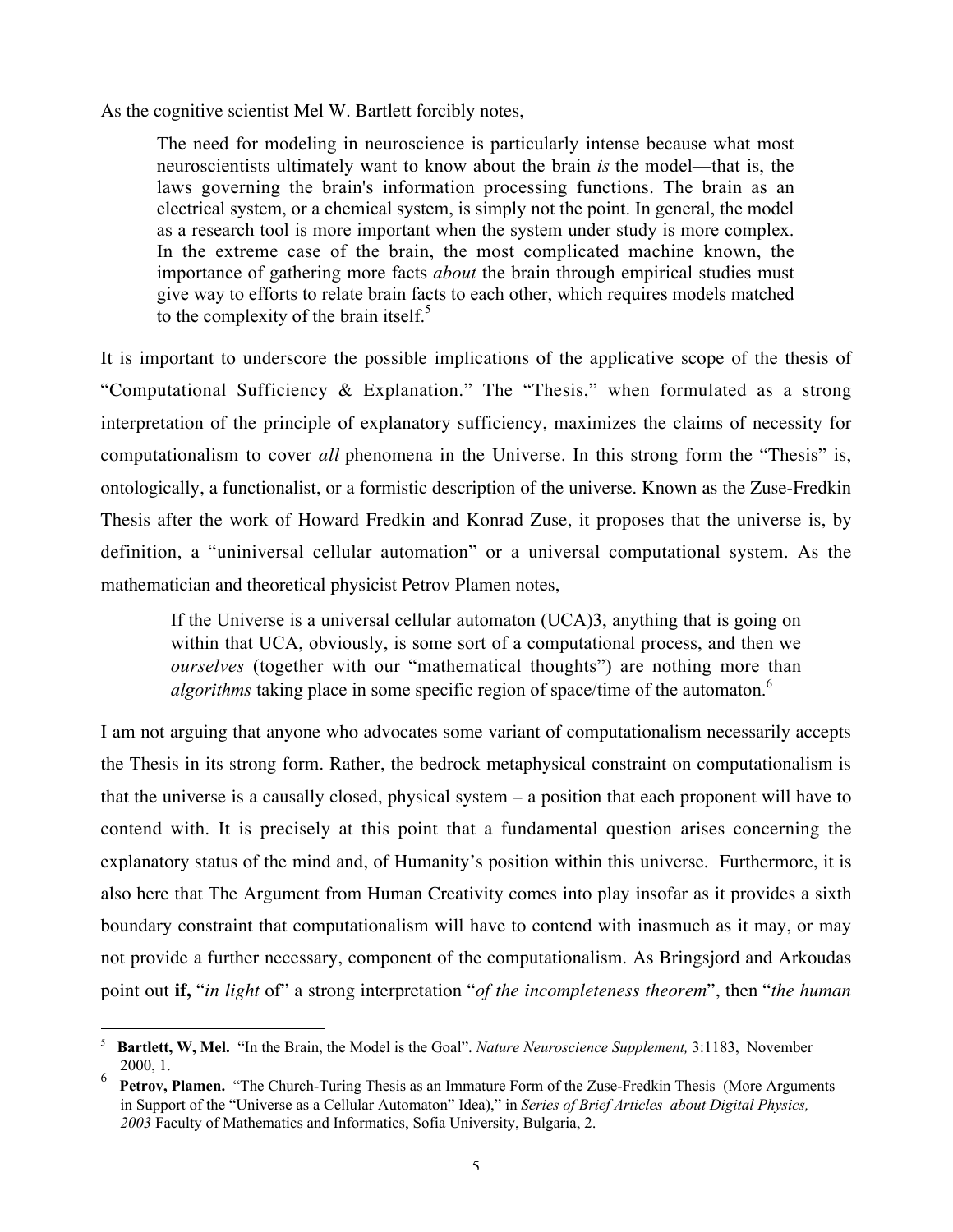As the cognitive scientist Mel W. Bartlett forcibly notes,

> The need for modeling in neuroscience is particularly intense because what most neuroscientists ultimately want to know about the brain *is* the model—that is, the laws governing the brain's information processing functions. The brain as an electrical system, or a chemical system, is simply not the point. In general, the model as a research tool is more important when the system under study is more complex. In the extreme case of the brain, the most complicated machine known, the importance of gathering more facts *about* the brain through empirical studies must give way to efforts to relate brain facts to each other, which requires models matched to the complexity of the brain itself.[5]

It is important to underscore the possible implications of the applicative scope of the thesis of "Computational Sufficiency & Explanation." The "Thesis," when formulated as a strong interpretation of the principle of explanatory sufficiency, maximizes the claims of necessity for computationalism to cover *all* phenomena in the Universe. In this strong form the "Thesis" is, ontologically, a functionalist, or a formistic description of the universe. Known as the Zuse-Fredkin Thesis after the work of Howard Fredkin and Konrad Zuse, it proposes that the universe is, by definition, a "unininversal cellular automation" or a universal computational system. As the mathematician and theoretical physicist Petrov Plamen notes,

> If the Universe is a universal cellular automaton (UCA)3, anything that is going on within that UCA, obviously, is some sort of a computational process, and then we *ourselves* (together with our "mathematical thoughts") are nothing more than *algorithms* taking place in some specific region of space/time of the automaton.[6]

I am not arguing that anyone who advocates some variant of computationalism necessarily accepts the Thesis in its strong form. Rather, the bedrock metaphysical constraint on computationalism is that the universe is a causally closed, physical system – a position that each proponent will have to contend with. It is precisely at this point that a fundamental question arises concerning the explanatory status of the mind and, of Humanity's position within this universe. Furthermore, it is also here that The Argument from Human Creativity comes into play insofar as it provides a sixth boundary constraint that computationalism will have to contend with inasmuch as it may, or may not provide a further necessary, component of the computationalism. As Bringsjord and Arkoudas point out **if,** "*in light* of" a strong interpretation "*of the incompleteness theorem*", then "*the human*

---

[5] **Bartlett, W, Mel.** "In the Brain, the Model is the Goal". *Nature Neuroscience Supplement,* 3:1183, November 2000, 1.

[6] **Petrov, Plamen.** "The Church-Turing Thesis as an Immature Form of the Zuse-Fredkin Thesis (More Arguments in Support of the "Universe as a Cellular Automaton" Idea)," in *Series of Brief Articles about Digital Physics, 2003* Faculty of Mathematics and Informatics, Sofia University, Bulgaria, 2.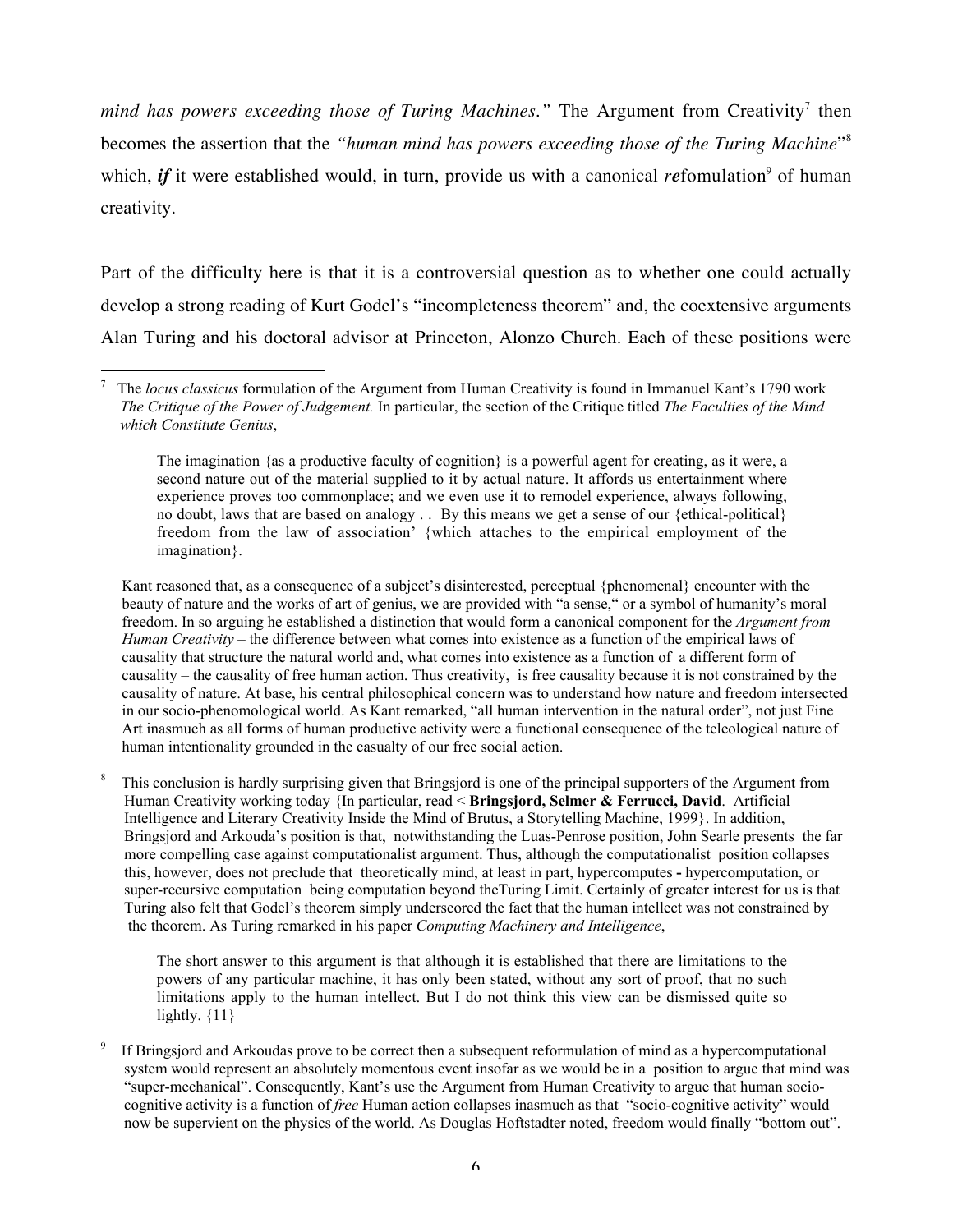*mind has powers exceeding those of Turing Machines."* The Argument from Creativity[7] then becomes the assertion that the *"human mind has powers exceeding those of the Turing Machine*"[8] which, ***if*** it were established would, in turn, provide us with a canonical ***re***fomulation[9] of human creativity.

Part of the difficulty here is that it is a controversial question as to whether one could actually develop a strong reading of Kurt Godel's "incompleteness theorem" and, the coextensive arguments Alan Turing and his doctoral advisor at Princeton, Alonzo Church. Each of these positions were

---

[7] The *locus classicus* formulation of the Argument from Human Creativity is found in Immanuel Kant's 1790 work *The Critique of the Power of Judgement.* In particular, the section of the Critique titled *The Faculties of the Mind which Constitute Genius*,

> The imagination {as a productive faculty of cognition} is a powerful agent for creating, as it were, a second nature out of the material supplied to it by actual nature. It affords us entertainment where experience proves too commonplace; and we even use it to remodel experience, always following, no doubt, laws that are based on analogy . . By this means we get a sense of our {ethical-political} freedom from the law of association' {which attaches to the empirical employment of the imagination}.

Kant reasoned that, as a consequence of a subject's disinterested, perceptual {phenomenal} encounter with the beauty of nature and the works of art of genius, we are provided with "a sense," or a symbol of humanity's moral freedom. In so arguing he established a distinction that would form a canonical component for the *Argument from Human Creativity* – the difference between what comes into existence as a function of the empirical laws of causality that structure the natural world and, what comes into existence as a function of a different form of causality – the causality of free human action. Thus creativity, is free causality because it is not constrained by the causality of nature. At base, his central philosophical concern was to understand how nature and freedom intersected in our socio-phenomological world. As Kant remarked, "all human intervention in the natural order", not just Fine Art inasmuch as all forms of human productive activity were a functional consequence of the teleological nature of human intentionality grounded in the casualty of our free social action.

[8] This conclusion is hardly surprising given that Bringsjord is one of the principal supporters of the Argument from Human Creativity working today {In particular, read < **Bringsjord, Selmer & Ferrucci, David**. Artificial Intelligence and Literary Creativity Inside the Mind of Brutus, a Storytelling Machine, 1999}. In addition, Bringsjord and Arkouda's position is that, notwithstanding the Luas-Penrose position, John Searle presents the far more compelling case against computationalist argument. Thus, although the computationalist position collapses this, however, does not preclude that theoretically mind, at least in part, hypercomputes **-** hypercomputation, or super-recursive computation being computation beyond theTuring Limit. Certainly of greater interest for us is that Turing also felt that Godel's theorem simply underscored the fact that the human intellect was not constrained by the theorem. As Turing remarked in his paper *Computing Machinery and Intelligence*,

> The short answer to this argument is that although it is established that there are limitations to the powers of any particular machine, it has only been stated, without any sort of proof, that no such limitations apply to the human intellect. But I do not think this view can be dismissed quite so lightly. {11}

[9] If Bringsjord and Arkoudas prove to be correct then a subsequent reformulation of mind as a hypercomputational system would represent an absolutely momentous event insofar as we would be in a position to argue that mind was "super-mechanical". Consequently, Kant's use the Argument from Human Creativity to argue that human socio-cognitive activity is a function of *free* Human action collapses inasmuch as that "socio-cognitive activity" would now be supervient on the physics of the world. As Douglas Hoftstadter noted, freedom would finally "bottom out".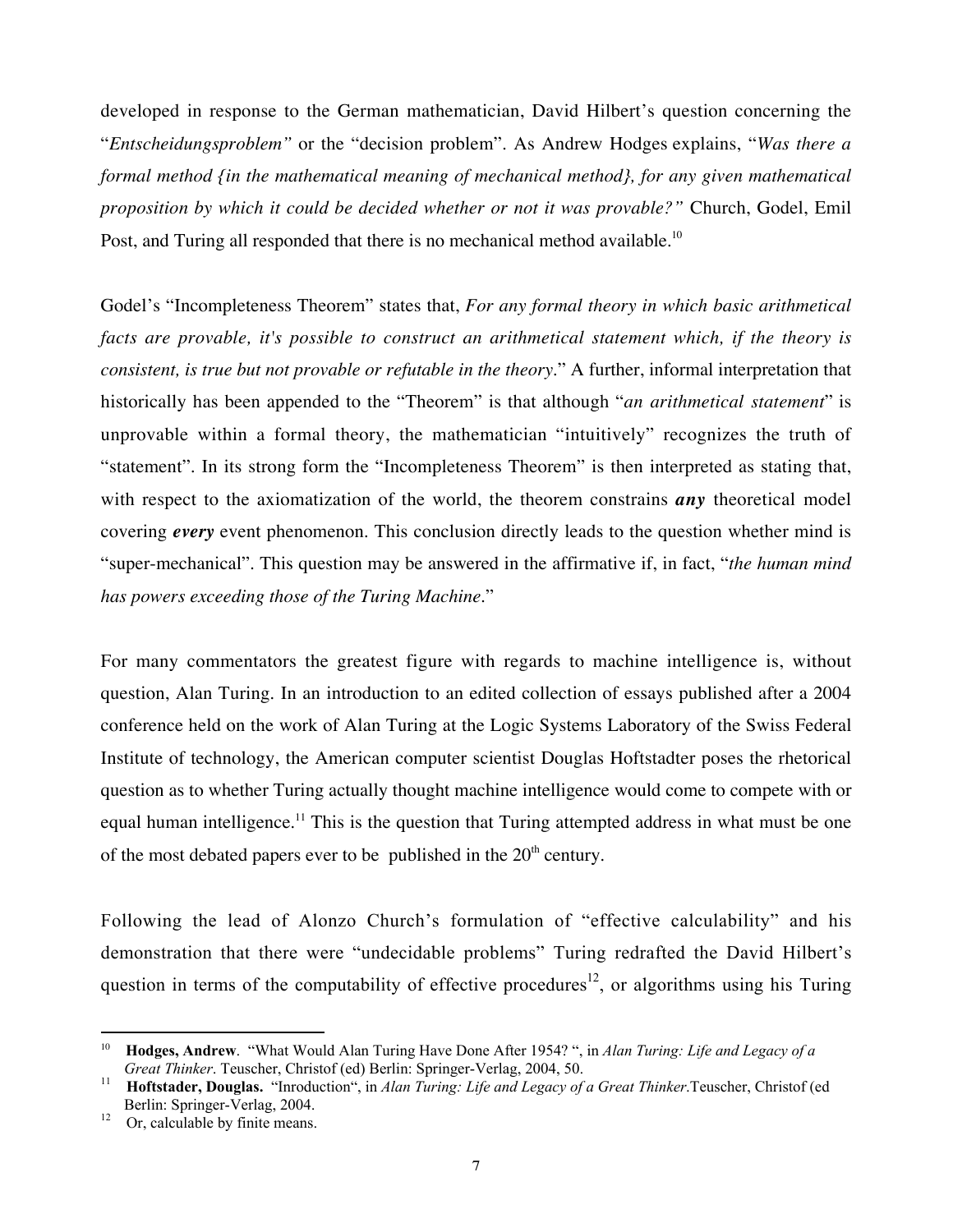developed in response to the German mathematician, David Hilbert's question concerning the "*Entscheidungsproblem"* or the "decision problem". As Andrew Hodges explains, "*Was there a formal method {in the mathematical meaning of mechanical method}, for any given mathematical proposition by which it could be decided whether or not it was provable?"* Church, Godel, Emil Post, and Turing all responded that there is no mechanical method available.[10]

Godel's "Incompleteness Theorem" states that, *For any formal theory in which basic arithmetical facts are provable, it's possible to construct an arithmetical statement which, if the theory is consistent, is true but not provable or refutable in the theory*." A further, informal interpretation that historically has been appended to the "Theorem" is that although "*an arithmetical statement*" is unprovable within a formal theory, the mathematician "intuitively" recognizes the truth of "statement". In its strong form the "Incompleteness Theorem" is then interpreted as stating that, with respect to the axiomatization of the world, the theorem constrains ***any*** theoretical model covering ***every*** event phenomenon. This conclusion directly leads to the question whether mind is "super-mechanical". This question may be answered in the affirmative if, in fact, "*the human mind has powers exceeding those of the Turing Machine*."

For many commentators the greatest figure with regards to machine intelligence is, without question, Alan Turing. In an introduction to an edited collection of essays published after a 2004 conference held on the work of Alan Turing at the Logic Systems Laboratory of the Swiss Federal Institute of technology, the American computer scientist Douglas Hoftstadter poses the rhetorical question as to whether Turing actually thought machine intelligence would come to compete with or equal human intelligence.[11] This is the question that Turing attempted address in what must be one of the most debated papers ever to be published in the 20th century.

Following the lead of Alonzo Church's formulation of "effective calculability" and his demonstration that there were "undecidable problems" Turing redrafted the David Hilbert's question in terms of the computability of effective procedures[12], or algorithms using his Turing

---

[10] **Hodges, Andrew**. "What Would Alan Turing Have Done After 1954? ", in *Alan Turing: Life and Legacy of a Great Thinker*. Teuscher, Christof (ed) Berlin: Springer-Verlag, 2004, 50.

[11] **Hoftstader, Douglas.** "Inroduction", in *Alan Turing: Life and Legacy of a Great Thinker*.Teuscher, Christof (ed Berlin: Springer-Verlag, 2004.

[12] Or, calculable by finite means.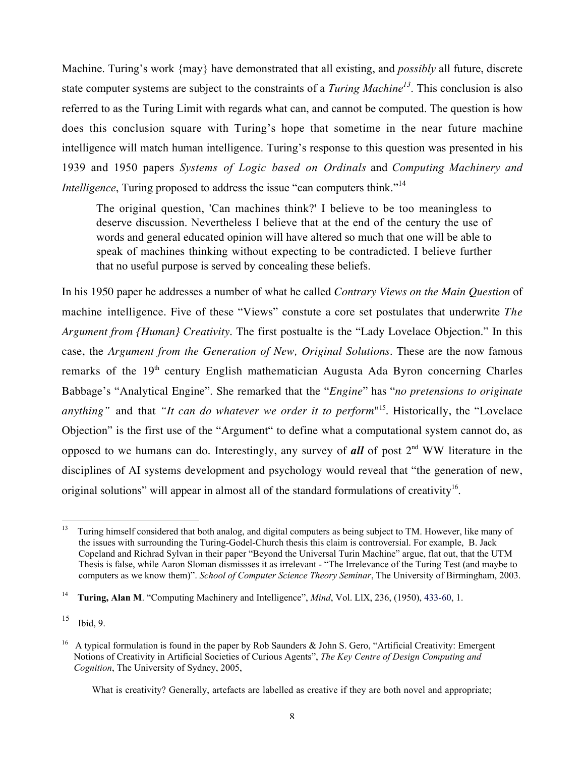Machine. Turing's work {may} have demonstrated that all existing, and *possibly* all future, discrete state computer systems are subject to the constraints of a *Turing Machine*[13]. This conclusion is also referred to as the Turing Limit with regards what can, and cannot be computed. The question is how does this conclusion square with Turing's hope that sometime in the near future machine intelligence will match human intelligence. Turing's response to this question was presented in his 1939 and 1950 papers *Systems of Logic based on Ordinals* and *Computing Machinery and Intelligence*, Turing proposed to address the issue "can computers think."[14]

> The original question, 'Can machines think?' I believe to be too meaningless to deserve discussion. Nevertheless I believe that at the end of the century the use of words and general educated opinion will have altered so much that one will be able to speak of machines thinking without expecting to be contradicted. I believe further that no useful purpose is served by concealing these beliefs.

In his 1950 paper he addresses a number of what he called *Contrary Views on the Main Question* of machine intelligence. Five of these "Views" constute a core set postulates that underwrite *The Argument from {Human} Creativity*. The first postualte is the "Lady Lovelace Objection." In this case, the *Argument from the Generation of New, Original Solutions*. These are the now famous remarks of the 19th century English mathematician Augusta Ada Byron concerning Charles Babbage's "Analytical Engine". She remarked that the "*Engine*" has "*no pretensions to originate anything"* and that *"It can do whatever we order it to perform*"[15]. Historically, the "Lovelace Objection" is the first use of the "Argument" to define what a computational system cannot do, as opposed to we humans can do. Interestingly, any survey of ***all*** of post 2nd WW literature in the disciplines of AI systems development and psychology would reveal that "the generation of new, original solutions" will appear in almost all of the standard formulations of creativity[16].

---

[13] Turing himself considered that both analog, and digital computers as being subject to TM. However, like many of the issues with surrounding the Turing-Godel-Church thesis this claim is controversial. For example, B. Jack Copeland and Richrad Sylvan in their paper "Beyond the Universal Turin Machine" argue, flat out, that the UTM Thesis is false, while Aaron Sloman dismissses it as irrelevant - "The Irrelevance of the Turing Test (and maybe to computers as we know them)". *School of Computer Science Theory Seminar*, The University of Birmingham, 2003.

[14] **Turing, Alan M**. "Computing Machinery and Intelligence", *Mind*, Vol. LlX, 236, (1950), 433-60, 1.

[15] Ibid, 9.

[16] A typical formulation is found in the paper by Rob Saunders & John S. Gero, "Artificial Creativity: Emergent Notions of Creativity in Artificial Societies of Curious Agents", *The Key Centre of Design Computing and Cognition*, The University of Sydney, 2005,

> What is creativity? Generally, artefacts are labelled as creative if they are both novel and appropriate;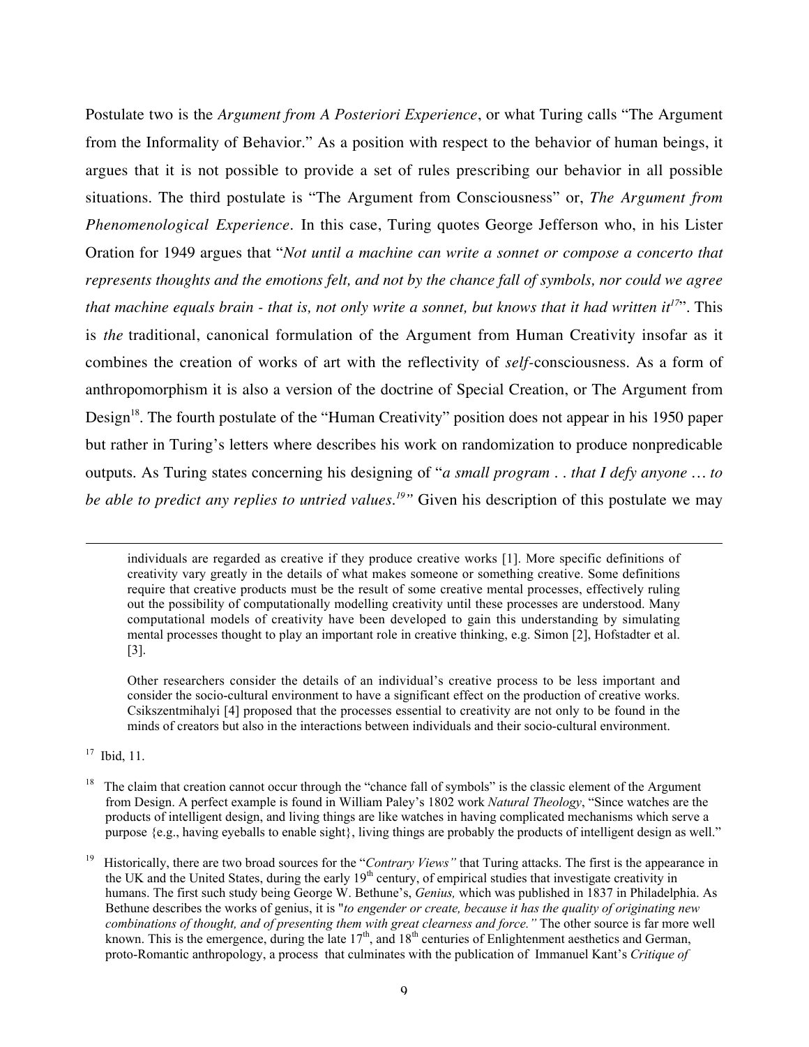Postulate two is the *Argument from A Posteriori Experience*, or what Turing calls "The Argument from the Informality of Behavior." As a position with respect to the behavior of human beings, it argues that it is not possible to provide a set of rules prescribing our behavior in all possible situations. The third postulate is "The Argument from Consciousness" or, *The Argument from Phenomenological Experience*. In this case, Turing quotes George Jefferson who, in his Lister Oration for 1949 argues that "*Not until a machine can write a sonnet or compose a concerto that represents thoughts and the emotions felt, and not by the chance fall of symbols, nor could we agree that machine equals brain - that is, not only write a sonnet, but knows that it had written it*[17]". This is *the* traditional, canonical formulation of the Argument from Human Creativity insofar as it combines the creation of works of art with the reflectivity of *self*-consciousness. As a form of anthropomorphism it is also a version of the doctrine of Special Creation, or The Argument from Design[18]. The fourth postulate of the "Human Creativity" position does not appear in his 1950 paper but rather in Turing's letters where describes his work on randomization to produce nonpredicable outputs. As Turing states concerning his designing of "*a small program . . that I defy anyone … to be able to predict any replies to untried values.*[19]" Given his description of this postulate we may

---

individuals are regarded as creative if they produce creative works [1]. More specific definitions of creativity vary greatly in the details of what makes someone or something creative. Some definitions require that creative products must be the result of some creative mental processes, effectively ruling out the possibility of computationally modelling creativity until these processes are understood. Many computational models of creativity have been developed to gain this understanding by simulating mental processes thought to play an important role in creative thinking, e.g. Simon [2], Hofstadter et al. [3].

Other researchers consider the details of an individual's creative process to be less important and consider the socio-cultural environment to have a significant effect on the production of creative works. Csikszentmihalyi [4] proposed that the processes essential to creativity are not only to be found in the minds of creators but also in the interactions between individuals and their socio-cultural environment.

[17] Ibid, 11.

[18] The claim that creation cannot occur through the "chance fall of symbols" is the classic element of the Argument from Design. A perfect example is found in William Paley's 1802 work *Natural Theology*, "Since watches are the products of intelligent design, and living things are like watches in having complicated mechanisms which serve a purpose {e.g., having eyeballs to enable sight}, living things are probably the products of intelligent design as well."

[19] Historically, there are two broad sources for the "*Contrary Views"* that Turing attacks. The first is the appearance in the UK and the United States, during the early 19th century, of empirical studies that investigate creativity in humans. The first such study being George W. Bethune's, *Genius,* which was published in 1837 in Philadelphia. As Bethune describes the works of genius, it is "*to engender or create, because it has the quality of originating new combinations of thought, and of presenting them with great clearness and force."* The other source is far more well known. This is the emergence, during the late 17th, and 18th centuries of Enlightenment aesthetics and German, proto-Romantic anthropology, a process that culminates with the publication of Immanuel Kant's *Critique of*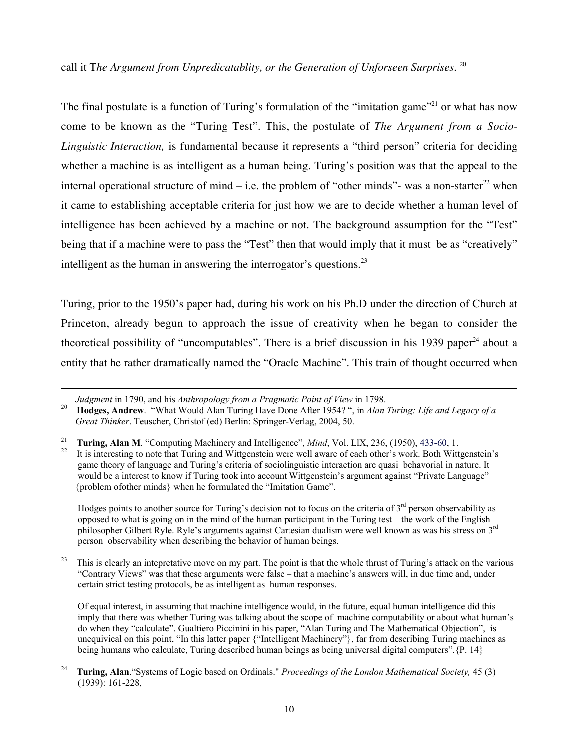call it T*he Argument from Unpredicatablity, or the Generation of Unforseen Surprises*. [20]

The final postulate is a function of Turing's formulation of the "imitation game"[21] or what has now come to be known as the "Turing Test". This, the postulate of *The Argument from a Socio-Linguistic Interaction,* is fundamental because it represents a "third person" criteria for deciding whether a machine is as intelligent as a human being. Turing's position was that the appeal to the internal operational structure of mind – i.e. the problem of "other minds"- was a non-starter[22] when it came to establishing acceptable criteria for just how we are to decide whether a human level of intelligence has been achieved by a machine or not. The background assumption for the "Test" being that if a machine were to pass the "Test" then that would imply that it must be as "creatively" intelligent as the human in answering the interrogator's questions.[23]

Turing, prior to the 1950's paper had, during his work on his Ph.D under the direction of Church at Princeton, already begun to approach the issue of creativity when he began to consider the theoretical possibility of "uncomputables". There is a brief discussion in his 1939 paper[24] about a entity that he rather dramatically named the "Oracle Machine". This train of thought occurred when

---

*Judgment* in 1790, and his *Anthropology from a Pragmatic Point of View* in 1798.

[20] **Hodges, Andrew**. "What Would Alan Turing Have Done After 1954? ", in *Alan Turing: Life and Legacy of a Great Thinker*. Teuscher, Christof (ed) Berlin: Springer-Verlag, 2004, 50.

[21] **Turing, Alan M**. "Computing Machinery and Intelligence", *Mind*, Vol. LlX, 236, (1950), 433-60, 1.

[22] It is interesting to note that Turing and Wittgenstein were well aware of each other's work. Both Wittgenstein's game theory of language and Turing's criteria of sociolinguistic interaction are quasi behavorial in nature. It would be a interest to know if Turing took into account Wittgenstein's argument against "Private Language" {problem ofother minds} when he formulated the "Imitation Game".

Hodges points to another source for Turing's decision not to focus on the criteria of 3rd person observability as opposed to what is going on in the mind of the human participant in the Turing test – the work of the English philosopher Gilbert Ryle. Ryle's arguments against Cartesian dualism were well known as was his stress on 3rd person observability when describing the behavior of human beings.

[23] This is clearly an intepretative move on my part. The point is that the whole thrust of Turing's attack on the various "Contrary Views" was that these arguments were false – that a machine's answers will, in due time and, under certain strict testing protocols, be as intelligent as human responses.

Of equal interest, in assuming that machine intelligence would, in the future, equal human intelligence did this imply that there was whether Turing was talking about the scope of machine computability or about what human's do when they "calculate". Gualtiero Piccinini in his paper, "Alan Turing and The Mathematical Objection", is unequivical on this point, "In this latter paper {"Intelligent Machinery"}, far from describing Turing machines as being humans who calculate, Turing described human beings as being universal digital computers".{P. 14}

[24] **Turing, Alan**."Systems of Logic based on Ordinals." *Proceedings of the London Mathematical Society,* 45 (3) (1939): 161-228,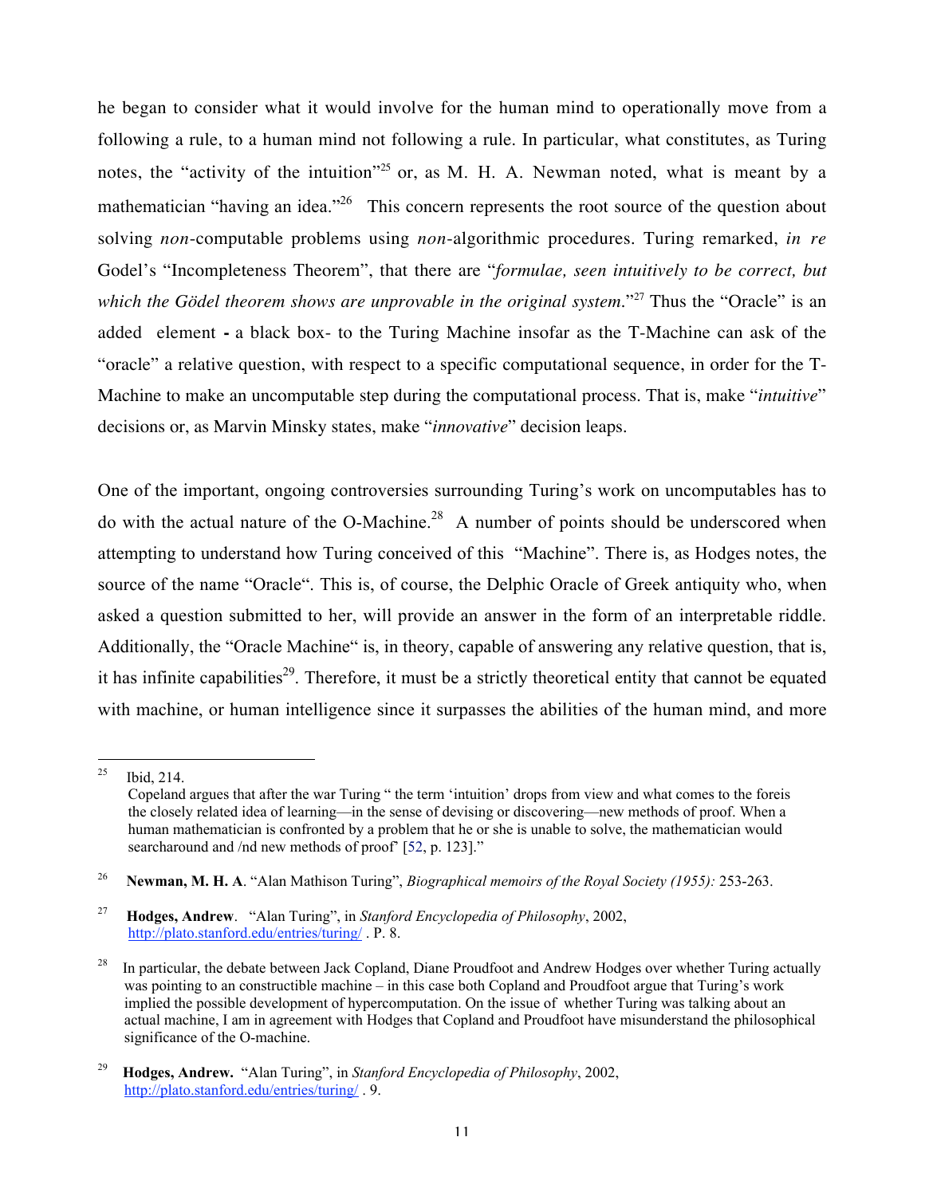he began to consider what it would involve for the human mind to operationally move from a following a rule, to a human mind not following a rule. In particular, what constitutes, as Turing notes, the "activity of the intuition"[25] or, as M. H. A. Newman noted, what is meant by a mathematician "having an idea."[26] This concern represents the root source of the question about solving *non*-computable problems using *non*-algorithmic procedures. Turing remarked, *in re* Godel's "Incompleteness Theorem", that there are "*formulae, seen intuitively to be correct, but which the Gödel theorem shows are unprovable in the original system.*"[27] Thus the "Oracle" is an added element **-** a black box- to the Turing Machine insofar as the T-Machine can ask of the "oracle" a relative question, with respect to a specific computational sequence, in order for the T-Machine to make an uncomputable step during the computational process. That is, make "*intuitive*" decisions or, as Marvin Minsky states, make "*innovative*" decision leaps.

One of the important, ongoing controversies surrounding Turing's work on uncomputables has to do with the actual nature of the O-Machine.[28] A number of points should be underscored when attempting to understand how Turing conceived of this "Machine". There is, as Hodges notes, the source of the name "Oracle". This is, of course, the Delphic Oracle of Greek antiquity who, when asked a question submitted to her, will provide an answer in the form of an interpretable riddle. Additionally, the "Oracle Machine" is, in theory, capable of answering any relative question, that is, it has infinite capabilities[29]. Therefore, it must be a strictly theoretical entity that cannot be equated with machine, or human intelligence since it surpasses the abilities of the human mind, and more

---

[25] Ibid, 214.
Copeland argues that after the war Turing " the term 'intuition' drops from view and what comes to the foreis the closely related idea of learning—in the sense of devising or discovering—new methods of proof. When a human mathematician is confronted by a problem that he or she is unable to solve, the mathematician would searcharound and /nd new methods of proof' [52, p. 123]."

[26] **Newman, M. H. A**. "Alan Mathison Turing", *Biographical memoirs of the Royal Society (1955):* 253-263.

[27] **Hodges, Andrew**. "Alan Turing", in *Stanford Encyclopedia of Philosophy*, 2002, http://plato.stanford.edu/entries/turing/ . P. 8.

[28] In particular, the debate between Jack Copland, Diane Proudfoot and Andrew Hodges over whether Turing actually was pointing to an constructible machine – in this case both Copland and Proudfoot argue that Turing's work implied the possible development of hypercomputation. On the issue of whether Turing was talking about an actual machine, I am in agreement with Hodges that Copland and Proudfoot have misunderstand the philosophical significance of the O-machine.

[29] **Hodges, Andrew.** "Alan Turing", in *Stanford Encyclopedia of Philosophy*, 2002, http://plato.stanford.edu/entries/turing/ . 9.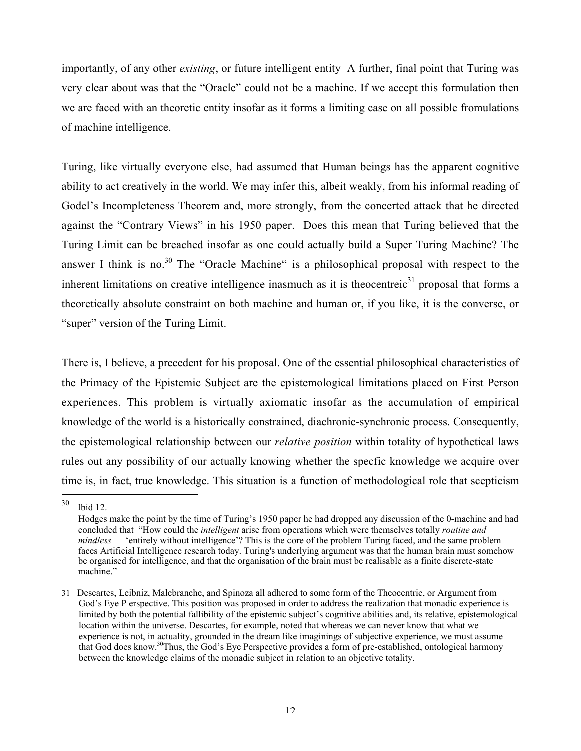importantly, of any other *existing*, or future intelligent entity  A further, final point that Turing was very clear about was that the "Oracle" could not be a machine. If we accept this formulation then we are faced with an theoretic entity insofar as it forms a limiting case on all possible fromulations of machine intelligence.

Turing, like virtually everyone else, had assumed that Human beings has the apparent cognitive ability to act creatively in the world. We may infer this, albeit weakly, from his informal reading of Godel's Incompleteness Theorem and, more strongly, from the concerted attack that he directed against the "Contrary Views" in his 1950 paper.  Does this mean that Turing believed that the Turing Limit can be breached insofar as one could actually build a Super Turing Machine? The answer I think is no.[30] The "Oracle Machine" is a philosophical proposal with respect to the inherent limitations on creative intelligence inasmuch as it is theocentreic[31] proposal that forms a theoretically absolute constraint on both machine and human or, if you like, it is the converse, or "super" version of the Turing Limit.

There is, I believe, a precedent for his proposal. One of the essential philosophical characteristics of the Primacy of the Epistemic Subject are the epistemological limitations placed on First Person experiences. This problem is virtually axiomatic insofar as the accumulation of empirical knowledge of the world is a historically constrained, diachronic-synchronic process. Consequently, the epistemological relationship between our *relative position* within totality of hypothetical laws rules out any possibility of our actually knowing whether the specfic knowledge we acquire over time is, in fact, true knowledge. This situation is a function of methodological role that scepticism

---

[30] Ibid 12.
Hodges make the point by the time of Turing's 1950 paper he had dropped any discussion of the 0-machine and had concluded that  "How could the *intelligent* arise from operations which were themselves totally *routine and mindless* — 'entirely without intelligence'? This is the core of the problem Turing faced, and the same problem faces Artificial Intelligence research today. Turing's underlying argument was that the human brain must somehow be organised for intelligence, and that the organisation of the brain must be realisable as a finite discrete-state machine."

[31] Descartes, Leibniz, Malebranche, and Spinoza all adhered to some form of the Theocentric, or Argument from God's Eye P erspective. This position was proposed in order to address the realization that monadic experience is limited by both the potential fallibility of the epistemic subject's cognitive abilities and, its relative, epistemological location within the universe. Descartes, for example, noted that whereas we can never know that what we experience is not, in actuality, grounded in the dream like imaginings of subjective experience, we must assume that God does know.[30]Thus, the God's Eye Perspective provides a form of pre-established, ontological harmony between the knowledge claims of the monadic subject in relation to an objective totality.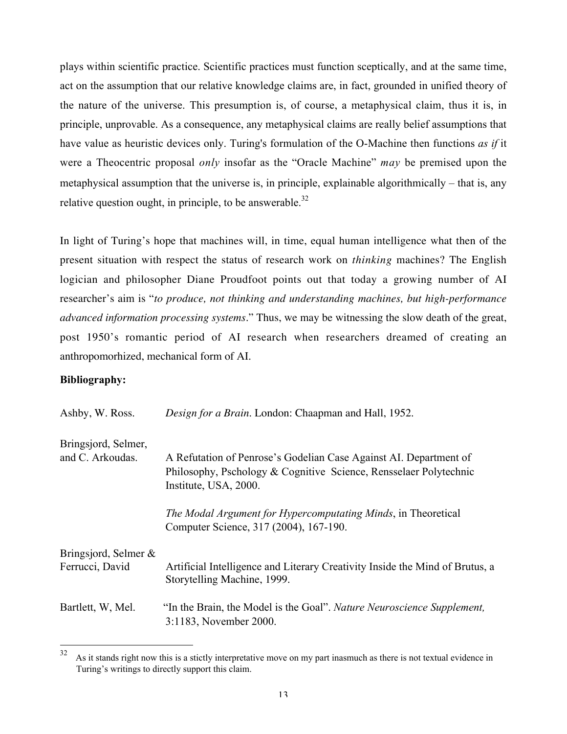plays within scientific practice. Scientific practices must function sceptically, and at the same time, act on the assumption that our relative knowledge claims are, in fact, grounded in unified theory of the nature of the universe. This presumption is, of course, a metaphysical claim, thus it is, in principle, unprovable. As a consequence, any metaphysical claims are really belief assumptions that have value as heuristic devices only. Turing's formulation of the O-Machine then functions *as if* it were a Theocentric proposal *only* insofar as the "Oracle Machine" *may* be premised upon the metaphysical assumption that the universe is, in principle, explainable algorithmically – that is, any relative question ought, in principle, to be answerable.[32]

In light of Turing's hope that machines will, in time, equal human intelligence what then of the present situation with respect the status of research work on *thinking* machines? The English logician and philosopher Diane Proudfoot points out that today a growing number of AI researcher's aim is "*to produce, not thinking and understanding machines, but high-performance advanced information processing systems*." Thus, we may be witnessing the slow death of the great, post 1950's romantic period of AI research when researchers dreamed of creating an anthropomorhized, mechanical form of AI.

**Bibliography:**

| | |
|---|---|
| Ashby, W. Ross. | *Design for a Brain*. London: Chaapman and Hall, 1952. |
| Bringsjord, Selmer, and C. Arkoudas. | A Refutation of Penrose's Godelian Case Against AI. Department of Philosophy, Pschology & Cognitive Science, Rensselaer Polytechnic Institute, USA, 2000. |
| | *The Modal Argument for Hypercomputating Minds*, in Theoretical Computer Science, 317 (2004), 167-190. |
| Bringsjord, Selmer & Ferrucci, David | Artificial Intelligence and Literary Creativity Inside the Mind of Brutus, a Storytelling Machine, 1999. |
| Bartlett, W, Mel. | "In the Brain, the Model is the Goal". *Nature Neuroscience Supplement,* 3:1183, November 2000. |

[32] As it stands right now this is a stictly interpretative move on my part inasmuch as there is not textual evidence in Turing's writings to directly support this claim.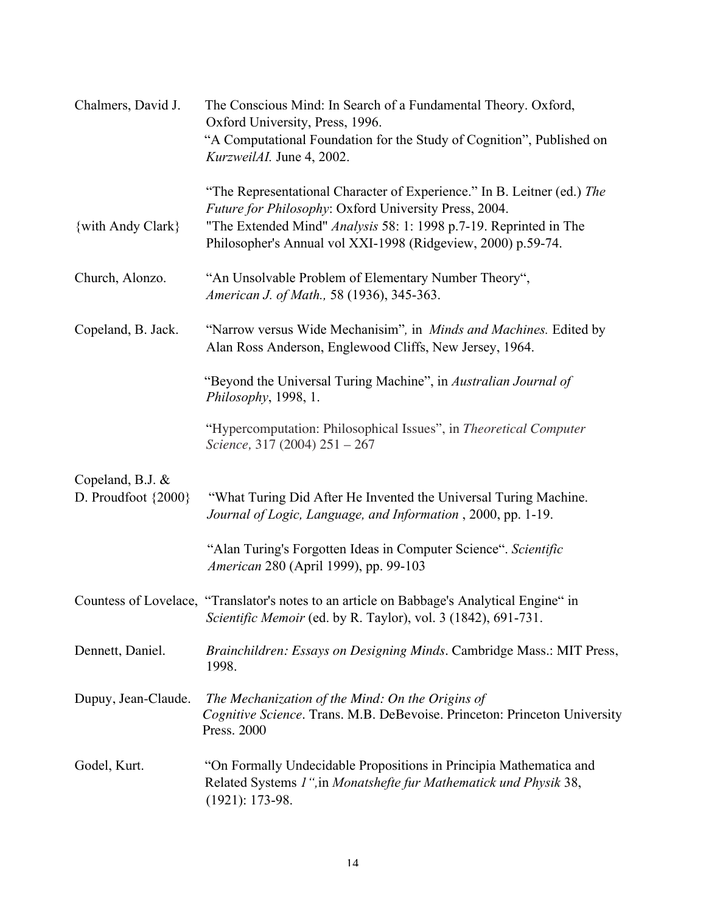Chalmers, David J. The Conscious Mind: In Search of a Fundamental Theory. Oxford, Oxford University, Press, 1996.

"A Computational Foundation for the Study of Cognition", Published on *KurzweilAI.* June 4, 2002.

"The Representational Character of Experience." In B. Leitner (ed.) *The Future for Philosophy*: Oxford University Press, 2004.

{with Andy Clark} "The Extended Mind" *Analysis* 58: 1: 1998 p.7-19. Reprinted in The Philosopher's Annual vol XXI-1998 (Ridgeview, 2000) p.59-74.

Church, Alonzo. "An Unsolvable Problem of Elementary Number Theory", *American J. of Math.,* 58 (1936), 345-363.

Copeland, B. Jack. "Narrow versus Wide Mechanisim", in *Minds and Machines.* Edited by Alan Ross Anderson, Englewood Cliffs, New Jersey, 1964.

"Beyond the Universal Turing Machine", in *Australian Journal of Philosophy*, 1998, 1.

"Hypercomputation: Philosophical Issues", in *Theoretical Computer Science,* 317 (2004) 251 – 267

Copeland, B.J. & D. Proudfoot {2000} "What Turing Did After He Invented the Universal Turing Machine. *Journal of Logic, Language, and Information* , 2000, pp. 1-19.

"Alan Turing's Forgotten Ideas in Computer Science". *Scientific American* 280 (April 1999), pp. 99-103

Countess of Lovelace, "Translator's notes to an article on Babbage's Analytical Engine" in *Scientific Memoir* (ed. by R. Taylor), vol. 3 (1842), 691-731.

Dennett, Daniel. *Brainchildren: Essays on Designing Minds*. Cambridge Mass.: MIT Press, 1998.

Dupuy, Jean-Claude. *The Mechanization of the Mind: On the Origins of Cognitive Science*. Trans. M.B. DeBevoise. Princeton: Princeton University Press. 2000

Godel, Kurt. "On Formally Undecidable Propositions in Principia Mathematica and Related Systems *1",*in *Monatshefte fur Mathematick und Physik* 38, (1921): 173-98.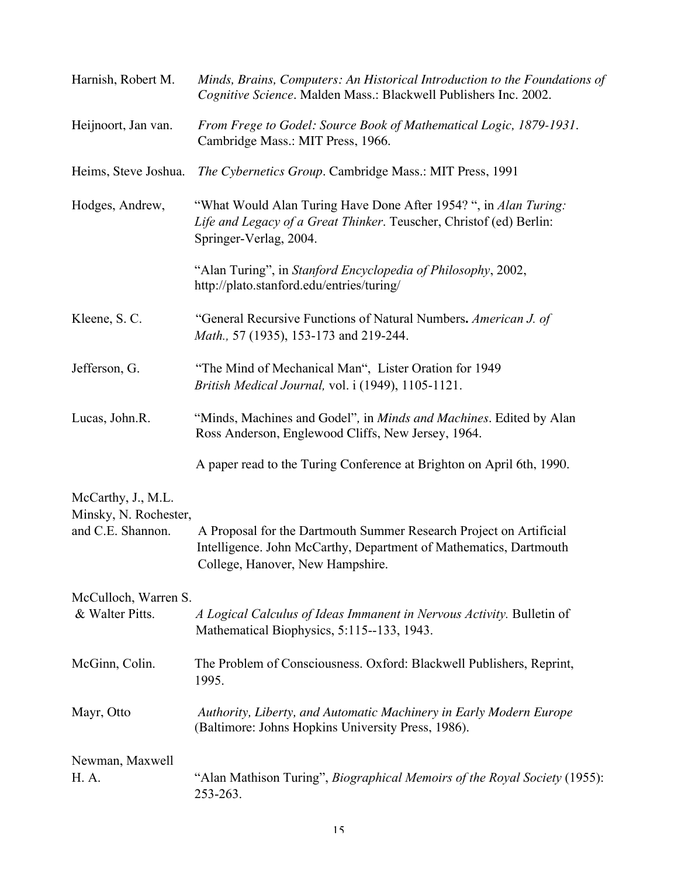Harnish, Robert M. *Minds, Brains, Computers: An Historical Introduction to the Foundations of Cognitive Science*. Malden Mass.: Blackwell Publishers Inc. 2002.

Heijnoort, Jan van. *From Frege to Godel: Source Book of Mathematical Logic, 1879-1931*. Cambridge Mass.: MIT Press, 1966.

Heims, Steve Joshua. *The Cybernetics Group*. Cambridge Mass.: MIT Press, 1991

Hodges, Andrew, "What Would Alan Turing Have Done After 1954? ", in *Alan Turing: Life and Legacy of a Great Thinker*. Teuscher, Christof (ed) Berlin: Springer-Verlag, 2004.

"Alan Turing", in *Stanford Encyclopedia of Philosophy*, 2002, http://plato.stanford.edu/entries/turing/

Kleene, S. C. "General Recursive Functions of Natural Numbers**.** *American J. of Math.,* 57 (1935), 153-173 and 219-244.

Jefferson, G. "The Mind of Mechanical Man", Lister Oration for 1949 *British Medical Journal,* vol. i (1949), 1105-1121.

Lucas, John.R. "Minds, Machines and Godel"*,* in *Minds and Machines*. Edited by Alan Ross Anderson, Englewood Cliffs, New Jersey, 1964.

A paper read to the Turing Conference at Brighton on April 6th, 1990.

McCarthy, J., M.L. Minsky, N. Rochester, and C.E. Shannon. A Proposal for the Dartmouth Summer Research Project on Artificial Intelligence. John McCarthy, Department of Mathematics, Dartmouth College, Hanover, New Hampshire.

McCulloch, Warren S. & Walter Pitts. *A Logical Calculus of Ideas Immanent in Nervous Activity.* Bulletin of Mathematical Biophysics, 5:115--133, 1943.

McGinn, Colin. The Problem of Consciousness. Oxford: Blackwell Publishers, Reprint, 1995.

Mayr, Otto *Authority, Liberty, and Automatic Machinery in Early Modern Europe* (Baltimore: Johns Hopkins University Press, 1986).

Newman, Maxwell H. A. "Alan Mathison Turing", *Biographical Memoirs of the Royal Society* (1955): 253-263.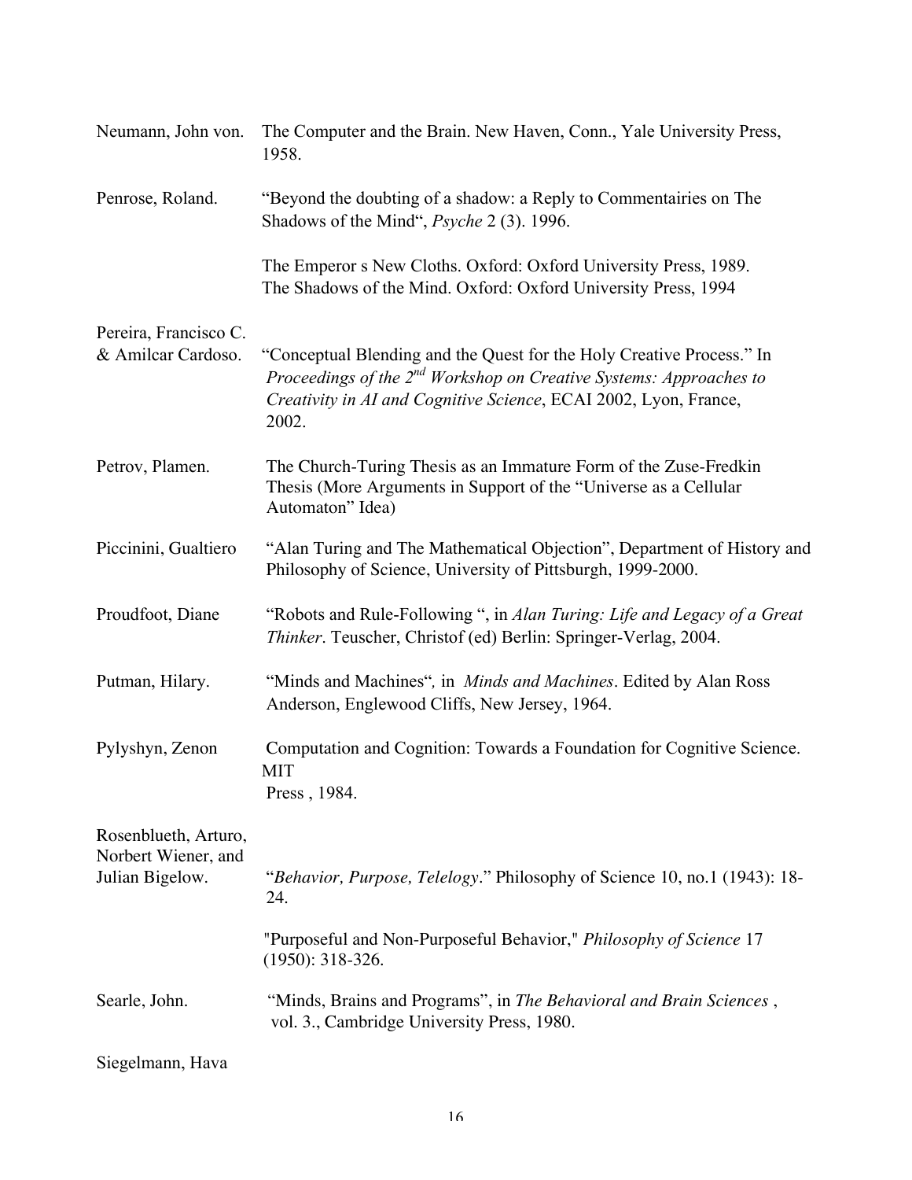Neumann, John von. The Computer and the Brain. New Haven, Conn., Yale University Press, 1958.

Penrose, Roland. “Beyond the doubting of a shadow: a Reply to Commentairies on The Shadows of the Mind“, *Psyche* 2 (3). 1996.

The Emperor s New Cloths. Oxford: Oxford University Press, 1989.
The Shadows of the Mind. Oxford: Oxford University Press, 1994

Pereira, Francisco C. & Amilcar Cardoso. “Conceptual Blending and the Quest for the Holy Creative Process.” In *Proceedings of the 2nd Workshop on Creative Systems: Approaches to Creativity in AI and Cognitive Science*, ECAI 2002, Lyon, France, 2002.

Petrov, Plamen. The Church-Turing Thesis as an Immature Form of the Zuse-Fredkin Thesis (More Arguments in Support of the “Universe as a Cellular Automaton” Idea)

Piccinini, Gualtiero “Alan Turing and The Mathematical Objection”, Department of History and Philosophy of Science, University of Pittsburgh, 1999-2000.

Proudfoot, Diane “Robots and Rule-Following “, in *Alan Turing: Life and Legacy of a Great Thinker*. Teuscher, Christof (ed) Berlin: Springer-Verlag, 2004.

Putman, Hilary. “Minds and Machines“, in *Minds and Machines*. Edited by Alan Ross Anderson, Englewood Cliffs, New Jersey, 1964.

Pylyshyn, Zenon Computation and Cognition: Towards a Foundation for Cognitive Science. MIT Press , 1984.

Rosenblueth, Arturo, Norbert Wiener, and Julian Bigelow. “*Behavior, Purpose, Telelogy*.” Philosophy of Science 10, no.1 (1943): 18-24.

"Purposeful and Non-Purposeful Behavior," *Philosophy of Science* 17 (1950): 318-326.

Searle, John. “Minds, Brains and Programs”, in *The Behavioral and Brain Sciences* , vol. 3., Cambridge University Press, 1980.

Siegelmann, Hava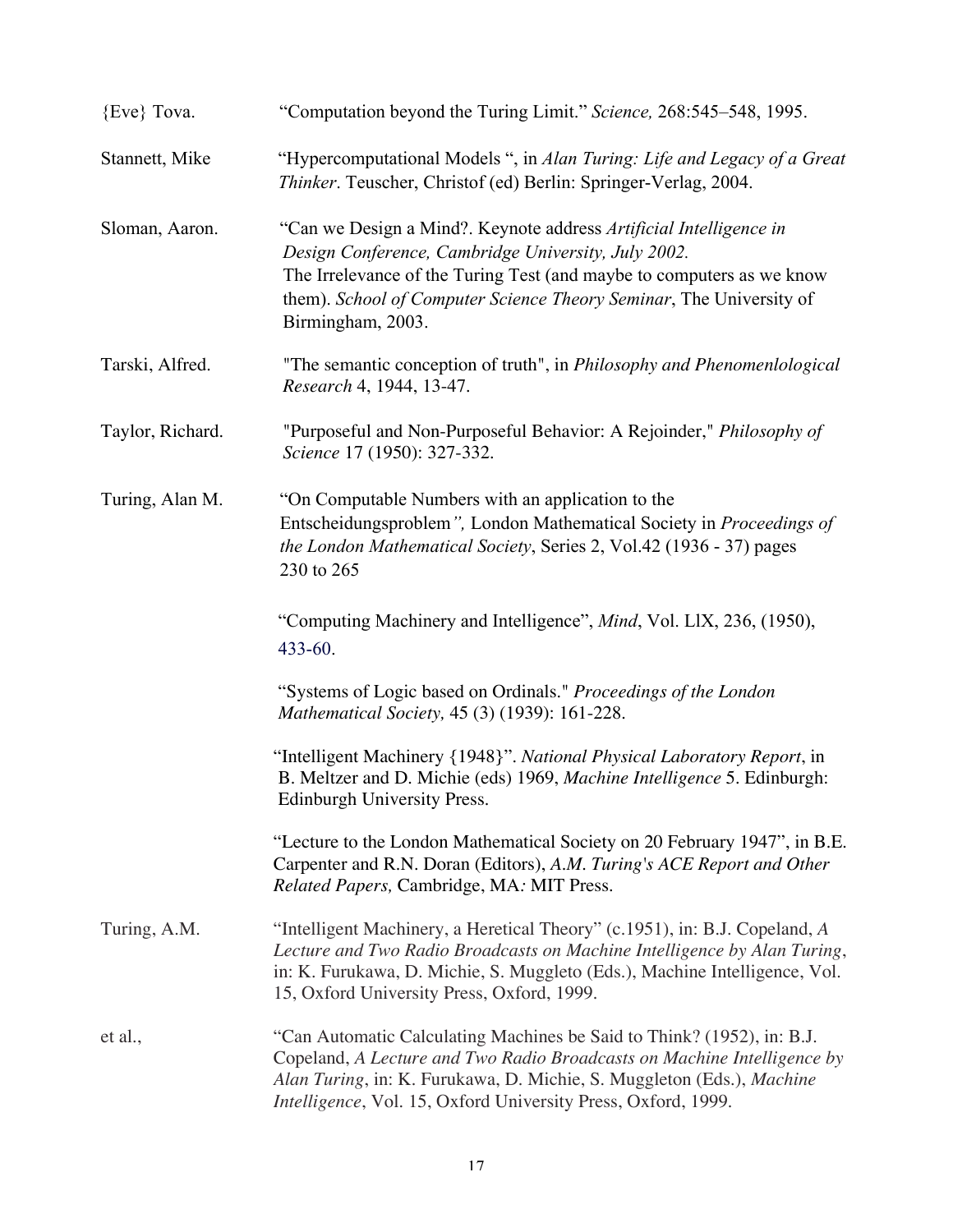{Eve} Tova. "Computation beyond the Turing Limit." *Science,* 268:545–548, 1995.

Stannett, Mike "Hypercomputational Models ", in *Alan Turing: Life and Legacy of a Great Thinker*. Teuscher, Christof (ed) Berlin: Springer-Verlag, 2004.

Sloman, Aaron. "Can we Design a Mind?. Keynote address *Artificial Intelligence in Design Conference, Cambridge University, July 2002.* The Irrelevance of the Turing Test (and maybe to computers as we know them). *School of Computer Science Theory Seminar*, The University of Birmingham, 2003.

Tarski, Alfred. "The semantic conception of truth", in *Philosophy and Phenomenlological Research* 4, 1944, 13-47.

Taylor, Richard. "Purposeful and Non-Purposeful Behavior: A Rejoinder," *Philosophy of Science* 17 (1950): 327-332.

Turing, Alan M. "On Computable Numbers with an application to the Entscheidungsproblem*",* London Mathematical Society in *Proceedings of the London Mathematical Society*, Series 2, Vol.42 (1936 - 37) pages 230 to 265

"Computing Machinery and Intelligence", *Mind*, Vol. LlX, 236, (1950), 433-60.

"Systems of Logic based on Ordinals." *Proceedings of the London Mathematical Society,* 45 (3) (1939): 161-228.

"Intelligent Machinery {1948}". *National Physical Laboratory Report*, in B. Meltzer and D. Michie (eds) 1969, *Machine Intelligence* 5. Edinburgh: Edinburgh University Press.

"Lecture to the London Mathematical Society on 20 February 1947", in B.E. Carpenter and R.N. Doran (Editors), *A.M. Turing's ACE Report and Other Related Papers,* Cambridge, MA*:* MIT Press.

Turing, A.M. "Intelligent Machinery, a Heretical Theory" (c.1951), in: B.J. Copeland, *A Lecture and Two Radio Broadcasts on Machine Intelligence by Alan Turing*, in: K. Furukawa, D. Michie, S. Muggleto (Eds.), Machine Intelligence, Vol. 15, Oxford University Press, Oxford, 1999.

et al., "Can Automatic Calculating Machines be Said to Think? (1952), in: B.J. Copeland, *A Lecture and Two Radio Broadcasts on Machine Intelligence by Alan Turing*, in: K. Furukawa, D. Michie, S. Muggleton (Eds.), *Machine Intelligence*, Vol. 15, Oxford University Press, Oxford, 1999.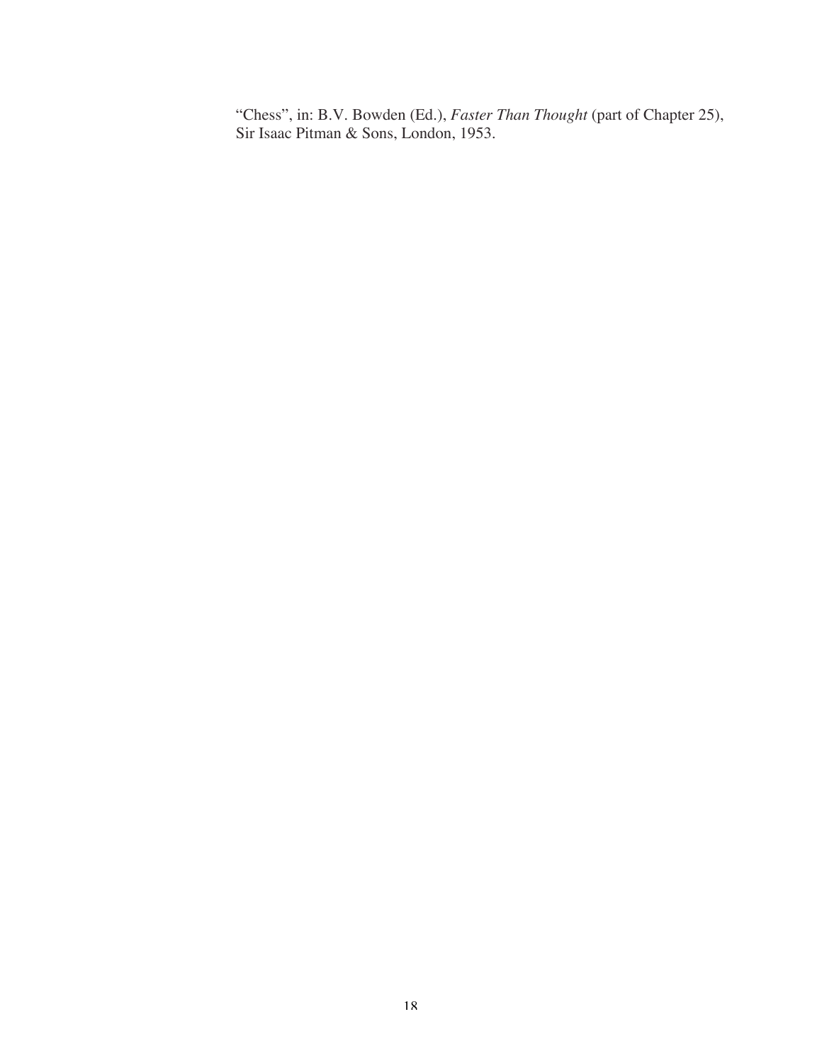"Chess", in: B.V. Bowden (Ed.), *Faster Than Thought* (part of Chapter 25), Sir Isaac Pitman & Sons, London, 1953.